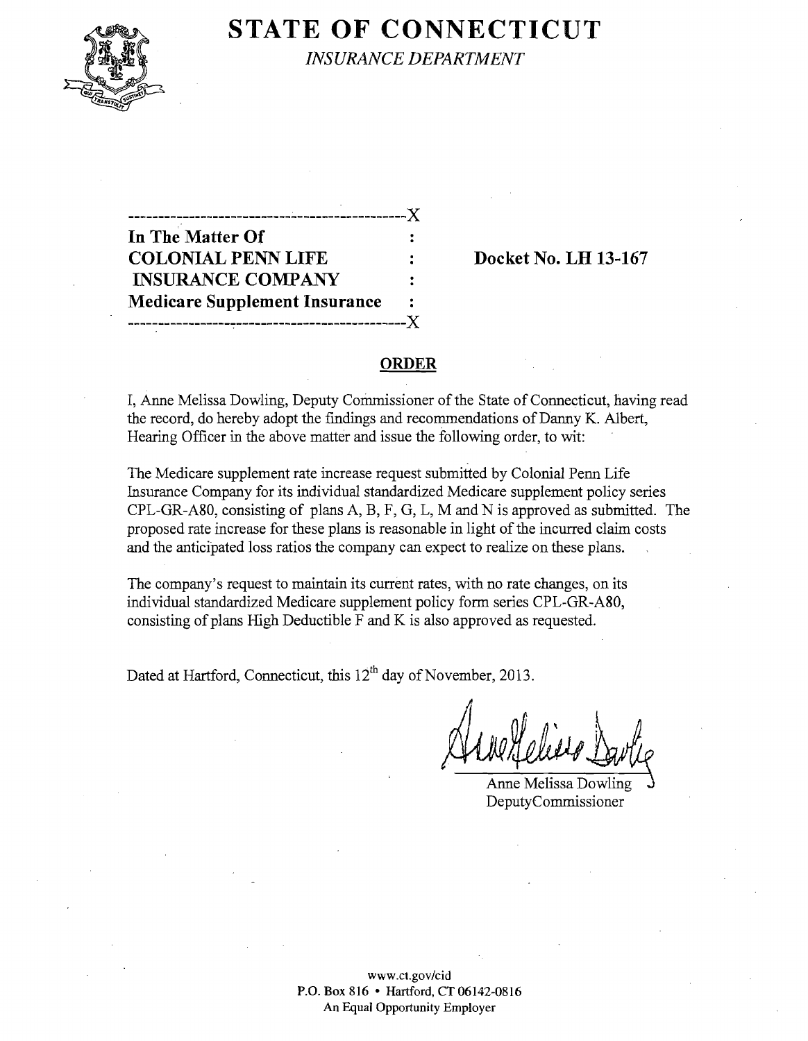# STATE OF CONNECTICUT

*INSURANCE DEPARTMENT*

---

**In The Matter Of**
**COLONIAL PENN LIFE INSURANCE COMPANY**
**Medicare Supplement Insurance**

---

**Docket No. LH 13-167**

## ORDER

I, Anne Melissa Dowling, Deputy Commissioner of the State of Connecticut, having read the record, do hereby adopt the findings and recommendations of Danny K. Albert, Hearing Officer in the above matter and issue the following order, to wit:

The Medicare supplement rate increase request submitted by Colonial Penn Life Insurance Company for its individual standardized Medicare supplement policy series CPL-GR-A80, consisting of plans A, B, F, G, L, M and N is approved as submitted. The proposed rate increase for these plans is reasonable in light of the incurred claim costs and the anticipated loss ratios the company can expect to realize on these plans.

The company's request to maintain its current rates, with no rate changes, on its individual standardized Medicare supplement policy form series CPL-GR-A80, consisting of plans High Deductible F and K is also approved as requested.

Dated at Hartford, Connecticut, this 12th day of November, 2013.

Anne Melissa Dowling
Deputy Commissioner

www.ct.gov/cid
P.O. Box 816 • Hartford, CT 06142-0816
An Equal Opportunity Employer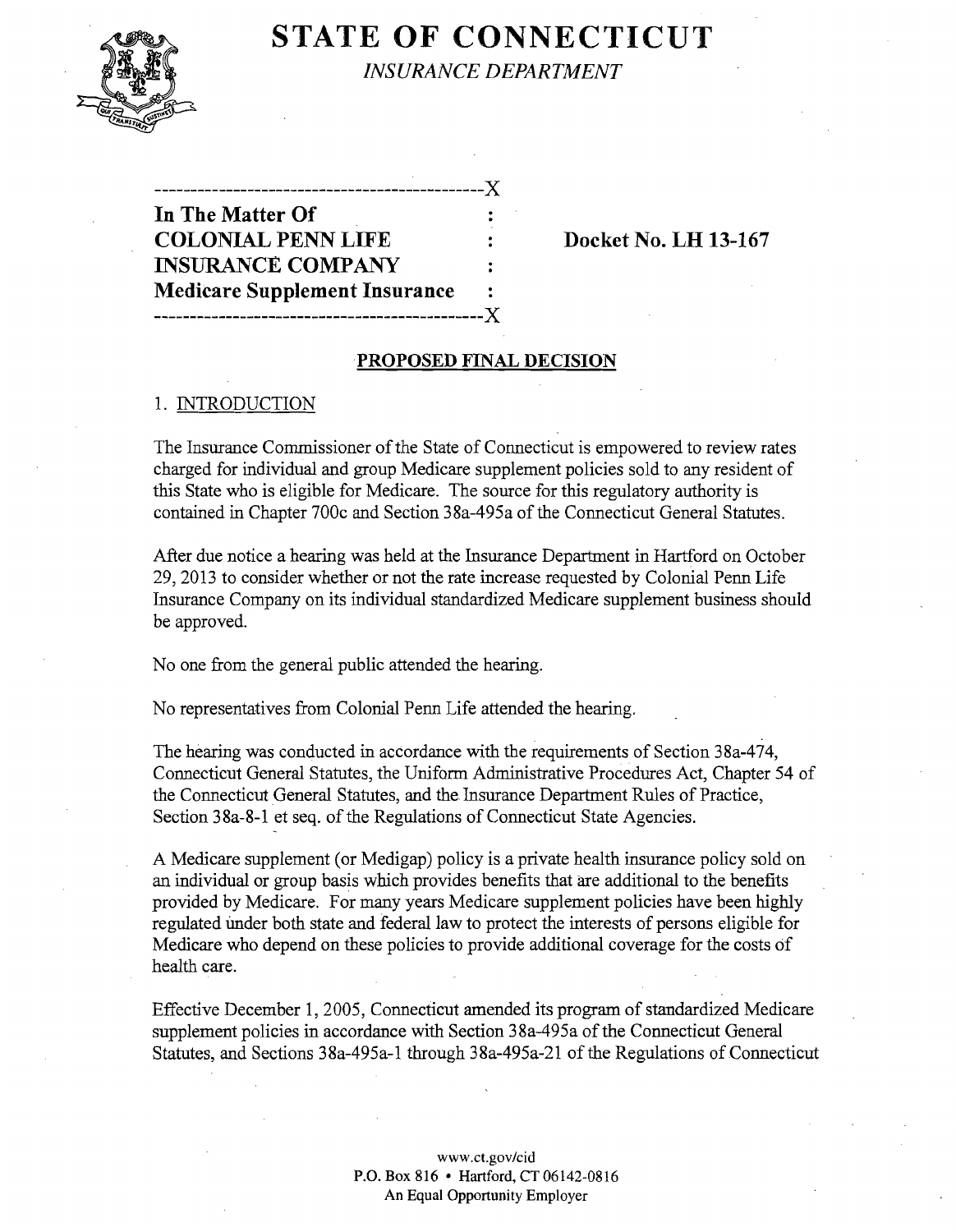# STATE OF CONNECTICUT

*INSURANCE DEPARTMENT*

```
----------------------------------------------X
In The Matter Of                              :
COLONIAL PENN LIFE                            :     Docket No. LH 13-167
INSURANCE COMPANY                             :
Medicare Supplement Insurance                 :
----------------------------------------------X
```

**PROPOSED FINAL DECISION**

## 1. INTRODUCTION

The Insurance Commissioner of the State of Connecticut is empowered to review rates charged for individual and group Medicare supplement policies sold to any resident of this State who is eligible for Medicare. The source for this regulatory authority is contained in Chapter 700c and Section 38a-495a of the Connecticut General Statutes.

After due notice a hearing was held at the Insurance Department in Hartford on October 29, 2013 to consider whether or not the rate increase requested by Colonial Penn Life Insurance Company on its individual standardized Medicare supplement business should be approved.

No one from the general public attended the hearing.

No representatives from Colonial Penn Life attended the hearing.

The hearing was conducted in accordance with the requirements of Section 38a-474, Connecticut General Statutes, the Uniform Administrative Procedures Act, Chapter 54 of the Connecticut General Statutes, and the Insurance Department Rules of Practice, Section 38a-8-1 et seq. of the Regulations of Connecticut State Agencies.

A Medicare supplement (or Medigap) policy is a private health insurance policy sold on an individual or group basis which provides benefits that are additional to the benefits provided by Medicare. For many years Medicare supplement policies have been highly regulated under both state and federal law to protect the interests of persons eligible for Medicare who depend on these policies to provide additional coverage for the costs of health care.

Effective December 1, 2005, Connecticut amended its program of standardized Medicare supplement policies in accordance with Section 38a-495a of the Connecticut General Statutes, and Sections 38a-495a-1 through 38a-495a-21 of the Regulations of Connecticut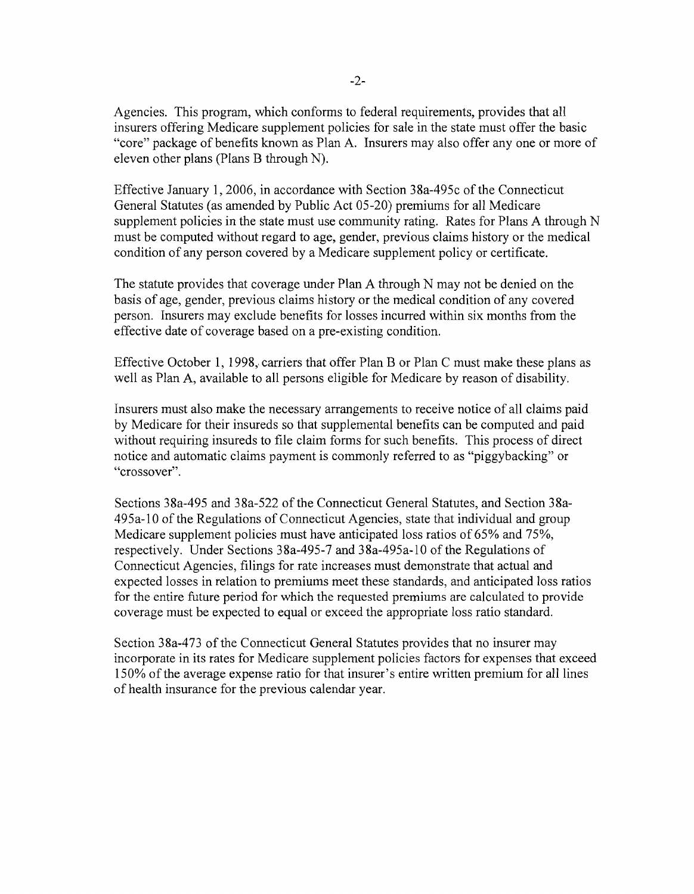Agencies. This program, which conforms to federal requirements, provides that all insurers offering Medicare supplement policies for sale in the state must offer the basic "core" package of benefits known as Plan A. Insurers may also offer any one or more of eleven other plans (Plans B through N).

Effective January 1, 2006, in accordance with Section 38a-495c of the Connecticut General Statutes (as amended by Public Act 05-20) premiums for all Medicare supplement policies in the state must use community rating. Rates for Plans A through N must be computed without regard to age, gender, previous claims history or the medical condition of any person covered by a Medicare supplement policy or certificate.

The statute provides that coverage under Plan A through N may not be denied on the basis of age, gender, previous claims history or the medical condition of any covered person. Insurers may exclude benefits for losses incurred within six months from the effective date of coverage based on a pre-existing condition.

Effective October 1, 1998, carriers that offer Plan B or Plan C must make these plans as well as Plan A, available to all persons eligible for Medicare by reason of disability.

Insurers must also make the necessary arrangements to receive notice of all claims paid by Medicare for their insureds so that supplemental benefits can be computed and paid without requiring insureds to file claim forms for such benefits. This process of direct notice and automatic claims payment is commonly referred to as "piggybacking" or "crossover".

Sections 38a-495 and 38a-522 of the Connecticut General Statutes, and Section 38a-495a-10 of the Regulations of Connecticut Agencies, state that individual and group Medicare supplement policies must have anticipated loss ratios of 65% and 75%, respectively. Under Sections 38a-495-7 and 38a-495a-10 of the Regulations of Connecticut Agencies, filings for rate increases must demonstrate that actual and expected losses in relation to premiums meet these standards, and anticipated loss ratios for the entire future period for which the requested premiums are calculated to provide coverage must be expected to equal or exceed the appropriate loss ratio standard.

Section 38a-473 of the Connecticut General Statutes provides that no insurer may incorporate in its rates for Medicare supplement policies factors for expenses that exceed 150% of the average expense ratio for that insurer's entire written premium for all lines of health insurance for the previous calendar year.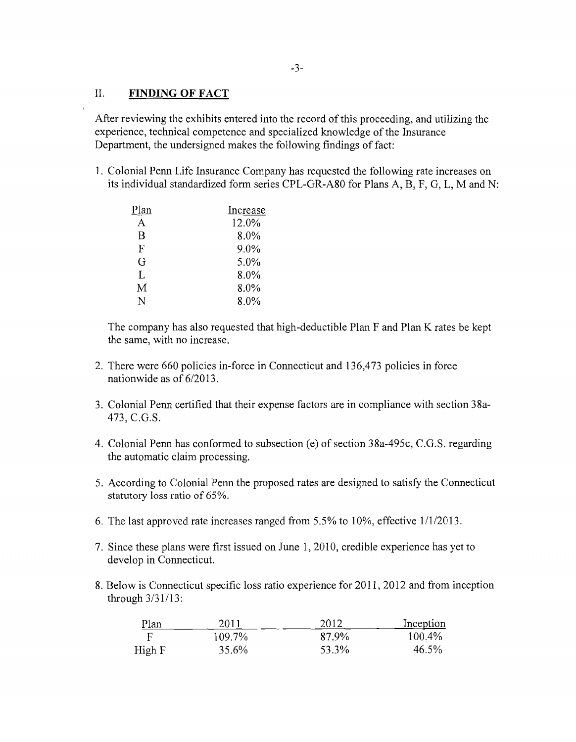## II. FINDING OF FACT

After reviewing the exhibits entered into the record of this proceeding, and utilizing the experience, technical competence and specialized knowledge of the Insurance Department, the undersigned makes the following findings of fact:

1. Colonial Penn Life Insurance Company has requested the following rate increases on its individual standardized form series CPL-GR-A80 for Plans A, B, F, G, L, M and N:

| Plan | Increase |
|---|---|
| A | 12.0% |
| B | 8.0% |
| F | 9.0% |
| G | 5.0% |
| L | 8.0% |
| M | 8.0% |
| N | 8.0% |

   The company has also requested that high-deductible Plan F and Plan K rates be kept the same, with no increase.

2. There were 660 policies in-force in Connecticut and 136,473 policies in force nationwide as of 6/2013.

3. Colonial Penn certified that their expense factors are in compliance with section 38a-473, C.G.S.

4. Colonial Penn has conformed to subsection (e) of section 38a-495c, C.G.S. regarding the automatic claim processing.

5. According to Colonial Penn the proposed rates are designed to satisfy the Connecticut statutory loss ratio of 65%.

6. The last approved rate increases ranged from 5.5% to 10%, effective 1/1/2013.

7. Since these plans were first issued on June 1, 2010, credible experience has yet to develop in Connecticut.

8. Below is Connecticut specific loss ratio experience for 2011, 2012 and from inception through 3/31/13:

| Plan | 2011 | 2012 | Inception |
|---|---|---|---|
| F | 109.7% | 87.9% | 100.4% |
| High F | 35.6% | 53.3% | 46.5% |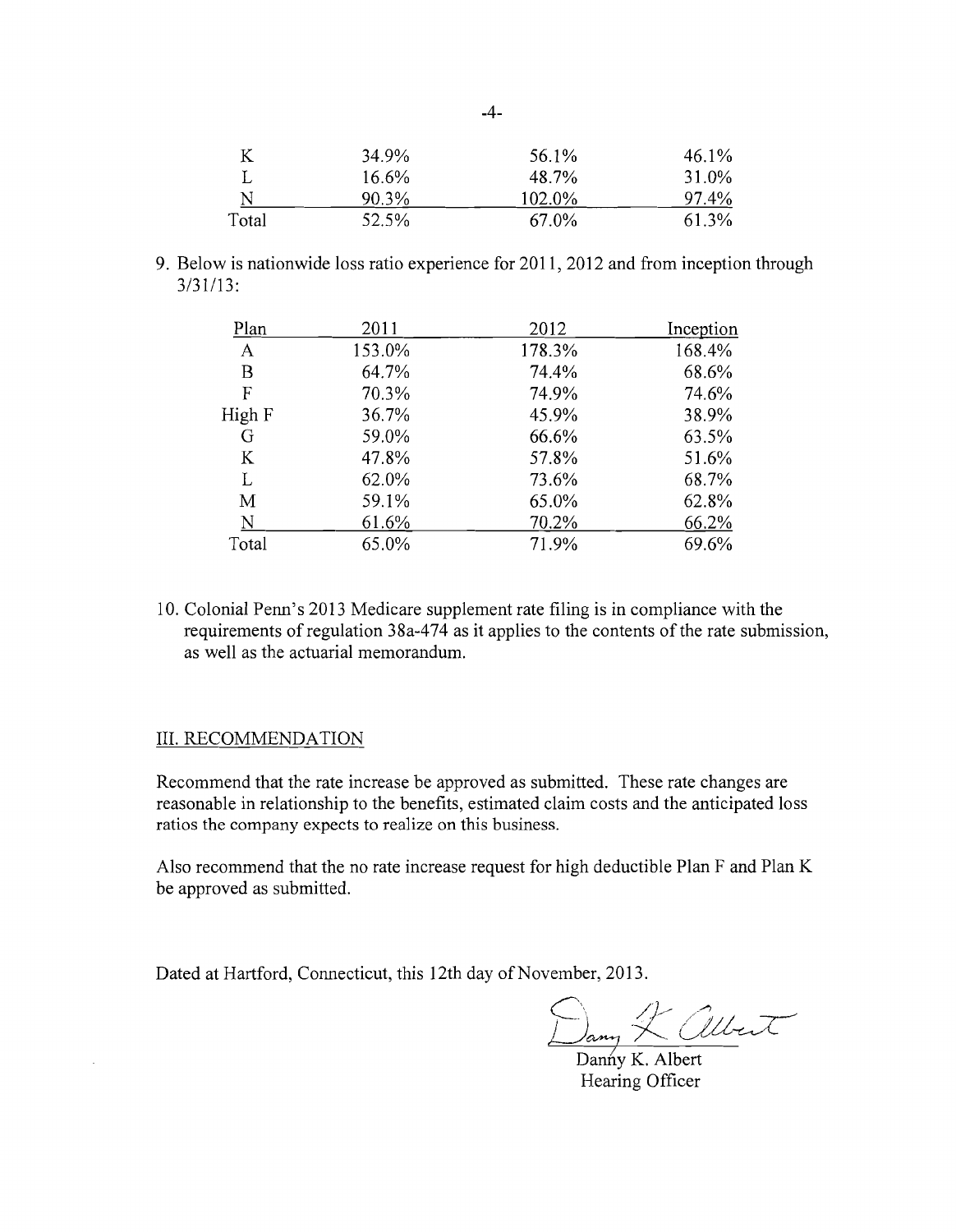| | | | |
|---|---|---|---|
| K | 34.9% | 56.1% | 46.1% |
| L | 16.6% | 48.7% | 31.0% |
| N | 90.3% | 102.0% | 97.4% |
| Total | 52.5% | 67.0% | 61.3% |

9. Below is nationwide loss ratio experience for 2011, 2012 and from inception through 3/31/13:

| Plan | 2011 | 2012 | Inception |
|---|---|---|---|
| A | 153.0% | 178.3% | 168.4% |
| B | 64.7% | 74.4% | 68.6% |
| F | 70.3% | 74.9% | 74.6% |
| High F | 36.7% | 45.9% | 38.9% |
| G | 59.0% | 66.6% | 63.5% |
| K | 47.8% | 57.8% | 51.6% |
| L | 62.0% | 73.6% | 68.7% |
| M | 59.1% | 65.0% | 62.8% |
| N | 61.6% | 70.2% | 66.2% |
| Total | 65.0% | 71.9% | 69.6% |

10. Colonial Penn's 2013 Medicare supplement rate filing is in compliance with the requirements of regulation 38a-474 as it applies to the contents of the rate submission, as well as the actuarial memorandum.

## III. RECOMMENDATION

Recommend that the rate increase be approved as submitted. These rate changes are reasonable in relationship to the benefits, estimated claim costs and the anticipated loss ratios the company expects to realize on this business.

Also recommend that the no rate increase request for high deductible Plan F and Plan K be approved as submitted.

Dated at Hartford, Connecticut, this 12th day of November, 2013.

Danny K. Albert
Hearing Officer